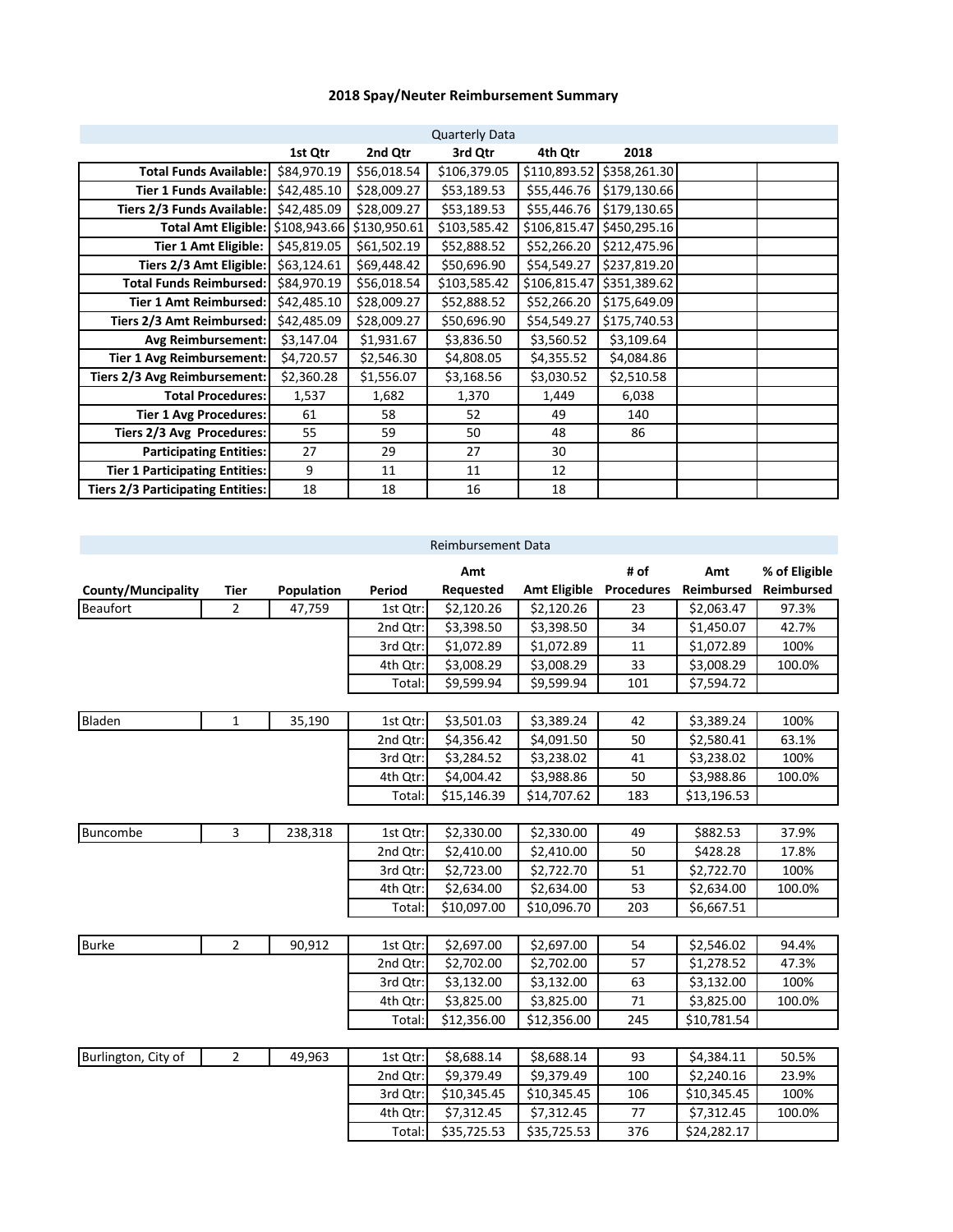# 2018 Spay/Neuter Reimbursement Summary

| Quarterly Data | | | | | | | |
|---|---|---|---|---|---|---|---|
| | 1st Qtr | 2nd Qtr | 3rd Qtr | 4th Qtr | 2018 | | |
| Total Funds Available: | $84,970.19 | $56,018.54 | $106,379.05 | $110,893.52 | $358,261.30 | | |
| Tier 1 Funds Available: | $42,485.10 | $28,009.27 | $53,189.53 | $55,446.76 | $179,130.66 | | |
| Tiers 2/3 Funds Available: | $42,485.09 | $28,009.27 | $53,189.53 | $55,446.76 | $179,130.65 | | |
| Total Amt Eligible: | $108,943.66 | $130,950.61 | $103,585.42 | $106,815.47 | $450,295.16 | | |
| Tier 1 Amt Eligible: | $45,819.05 | $61,502.19 | $52,888.52 | $52,266.20 | $212,475.96 | | |
| Tiers 2/3 Amt Eligible: | $63,124.61 | $69,448.42 | $50,696.90 | $54,549.27 | $237,819.20 | | |
| Total Funds Reimbursed: | $84,970.19 | $56,018.54 | $103,585.42 | $106,815.47 | $351,389.62 | | |
| Tier 1 Amt Reimbursed: | $42,485.10 | $28,009.27 | $52,888.52 | $52,266.20 | $175,649.09 | | |
| Tiers 2/3 Amt Reimbursed: | $42,485.09 | $28,009.27 | $50,696.90 | $54,549.27 | $175,740.53 | | |
| Avg Reimbursement: | $3,147.04 | $1,931.67 | $3,836.50 | $3,560.52 | $3,109.64 | | |
| Tier 1 Avg Reimbursement: | $4,720.57 | $2,546.30 | $4,808.05 | $4,355.52 | $4,084.86 | | |
| Tiers 2/3 Avg Reimbursement: | $2,360.28 | $1,556.07 | $3,168.56 | $3,030.52 | $2,510.58 | | |
| Total Procedures: | 1,537 | 1,682 | 1,370 | 1,449 | 6,038 | | |
| Tier 1 Avg Procedures: | 61 | 58 | 52 | 49 | 140 | | |
| Tiers 2/3 Avg Procedures: | 55 | 59 | 50 | 48 | 86 | | |
| Participating Entities: | 27 | 29 | 27 | 30 | | | |
| Tier 1 Participating Entities: | 9 | 11 | 11 | 12 | | | |
| Tiers 2/3 Participating Entities: | 18 | 18 | 16 | 18 | | | |

| Reimbursement Data | | | | | | | | |
|---|---|---|---|---|---|---|---|---|
| County/Muncipality | Tier | Population | Period | Amt Requested | Amt Eligible | # of Procedures | Amt Reimbursed | % of Eligible Reimbursed |
| Beaufort | 2 | 47,759 | 1st Qtr: | $2,120.26 | $2,120.26 | 23 | $2,063.47 | 97.3% |
| | | | 2nd Qtr: | $3,398.50 | $3,398.50 | 34 | $1,450.07 | 42.7% |
| | | | 3rd Qtr: | $1,072.89 | $1,072.89 | 11 | $1,072.89 | 100% |
| | | | 4th Qtr: | $3,008.29 | $3,008.29 | 33 | $3,008.29 | 100.0% |
| | | | Total: | $9,599.94 | $9,599.94 | 101 | $7,594.72 | |
| Bladen | 1 | 35,190 | 1st Qtr: | $3,501.03 | $3,389.24 | 42 | $3,389.24 | 100% |
| | | | 2nd Qtr: | $4,356.42 | $4,091.50 | 50 | $2,580.41 | 63.1% |
| | | | 3rd Qtr: | $3,284.52 | $3,238.02 | 41 | $3,238.02 | 100% |
| | | | 4th Qtr: | $4,004.42 | $3,988.86 | 50 | $3,988.86 | 100.0% |
| | | | Total: | $15,146.39 | $14,707.62 | 183 | $13,196.53 | |
| Buncombe | 3 | 238,318 | 1st Qtr: | $2,330.00 | $2,330.00 | 49 | $882.53 | 37.9% |
| | | | 2nd Qtr: | $2,410.00 | $2,410.00 | 50 | $428.28 | 17.8% |
| | | | 3rd Qtr: | $2,723.00 | $2,722.70 | 51 | $2,722.70 | 100% |
| | | | 4th Qtr: | $2,634.00 | $2,634.00 | 53 | $2,634.00 | 100.0% |
| | | | Total: | $10,097.00 | $10,096.70 | 203 | $6,667.51 | |
| Burke | 2 | 90,912 | 1st Qtr: | $2,697.00 | $2,697.00 | 54 | $2,546.02 | 94.4% |
| | | | 2nd Qtr: | $2,702.00 | $2,702.00 | 57 | $1,278.52 | 47.3% |
| | | | 3rd Qtr: | $3,132.00 | $3,132.00 | 63 | $3,132.00 | 100% |
| | | | 4th Qtr: | $3,825.00 | $3,825.00 | 71 | $3,825.00 | 100.0% |
| | | | Total: | $12,356.00 | $12,356.00 | 245 | $10,781.54 | |
| Burlington, City of | 2 | 49,963 | 1st Qtr: | $8,688.14 | $8,688.14 | 93 | $4,384.11 | 50.5% |
| | | | 2nd Qtr: | $9,379.49 | $9,379.49 | 100 | $2,240.16 | 23.9% |
| | | | 3rd Qtr: | $10,345.45 | $10,345.45 | 106 | $10,345.45 | 100% |
| | | | 4th Qtr: | $7,312.45 | $7,312.45 | 77 | $7,312.45 | 100.0% |
| | | | Total: | $35,725.53 | $35,725.53 | 376 | $24,282.17 | |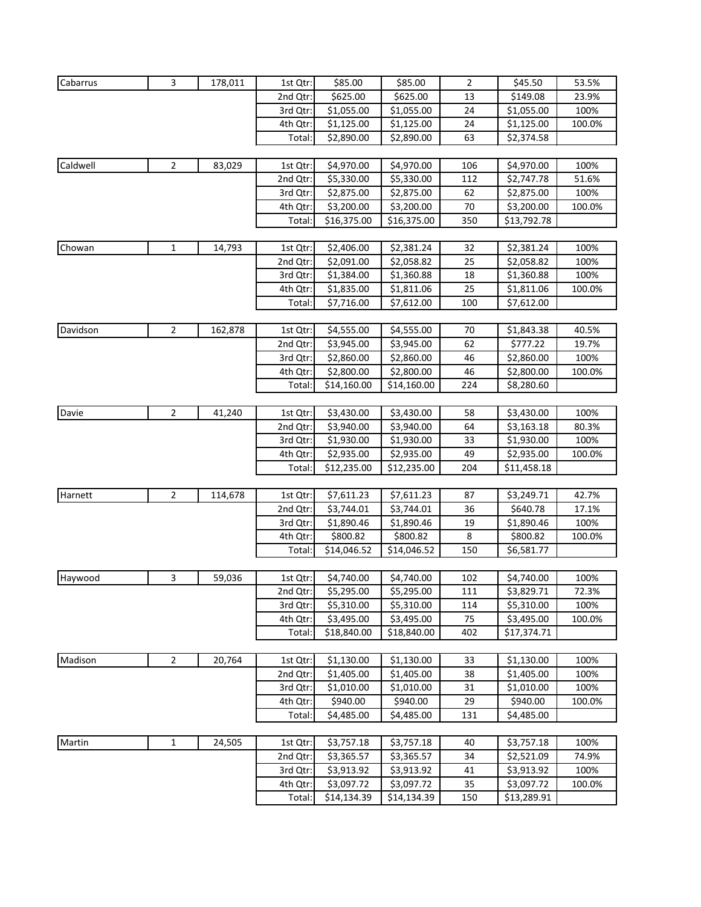| | | | | | | | | |
|---|---|---|---|---|---|---|---|---|
| Cabarrus | 3 | 178,011 | 1st Qtr: | $85.00 | $85.00 | 2 | $45.50 | 53.5% |
| | | | 2nd Qtr: | $625.00 | $625.00 | 13 | $149.08 | 23.9% |
| | | | 3rd Qtr: | $1,055.00 | $1,055.00 | 24 | $1,055.00 | 100% |
| | | | 4th Qtr: | $1,125.00 | $1,125.00 | 24 | $1,125.00 | 100.0% |
| | | | Total: | $2,890.00 | $2,890.00 | 63 | $2,374.58 | |
| Caldwell | 2 | 83,029 | 1st Qtr: | $4,970.00 | $4,970.00 | 106 | $4,970.00 | 100% |
| | | | 2nd Qtr: | $5,330.00 | $5,330.00 | 112 | $2,747.78 | 51.6% |
| | | | 3rd Qtr: | $2,875.00 | $2,875.00 | 62 | $2,875.00 | 100% |
| | | | 4th Qtr: | $3,200.00 | $3,200.00 | 70 | $3,200.00 | 100.0% |
| | | | Total: | $16,375.00 | $16,375.00 | 350 | $13,792.78 | |
| Chowan | 1 | 14,793 | 1st Qtr: | $2,406.00 | $2,381.24 | 32 | $2,381.24 | 100% |
| | | | 2nd Qtr: | $2,091.00 | $2,058.82 | 25 | $2,058.82 | 100% |
| | | | 3rd Qtr: | $1,384.00 | $1,360.88 | 18 | $1,360.88 | 100% |
| | | | 4th Qtr: | $1,835.00 | $1,811.06 | 25 | $1,811.06 | 100.0% |
| | | | Total: | $7,716.00 | $7,612.00 | 100 | $7,612.00 | |
| Davidson | 2 | 162,878 | 1st Qtr: | $4,555.00 | $4,555.00 | 70 | $1,843.38 | 40.5% |
| | | | 2nd Qtr: | $3,945.00 | $3,945.00 | 62 | $777.22 | 19.7% |
| | | | 3rd Qtr: | $2,860.00 | $2,860.00 | 46 | $2,860.00 | 100% |
| | | | 4th Qtr: | $2,800.00 | $2,800.00 | 46 | $2,800.00 | 100.0% |
| | | | Total: | $14,160.00 | $14,160.00 | 224 | $8,280.60 | |
| Davie | 2 | 41,240 | 1st Qtr: | $3,430.00 | $3,430.00 | 58 | $3,430.00 | 100% |
| | | | 2nd Qtr: | $3,940.00 | $3,940.00 | 64 | $3,163.18 | 80.3% |
| | | | 3rd Qtr: | $1,930.00 | $1,930.00 | 33 | $1,930.00 | 100% |
| | | | 4th Qtr: | $2,935.00 | $2,935.00 | 49 | $2,935.00 | 100.0% |
| | | | Total: | $12,235.00 | $12,235.00 | 204 | $11,458.18 | |
| Harnett | 2 | 114,678 | 1st Qtr: | $7,611.23 | $7,611.23 | 87 | $3,249.71 | 42.7% |
| | | | 2nd Qtr: | $3,744.01 | $3,744.01 | 36 | $640.78 | 17.1% |
| | | | 3rd Qtr: | $1,890.46 | $1,890.46 | 19 | $1,890.46 | 100% |
| | | | 4th Qtr: | $800.82 | $800.82 | 8 | $800.82 | 100.0% |
| | | | Total: | $14,046.52 | $14,046.52 | 150 | $6,581.77 | |
| Haywood | 3 | 59,036 | 1st Qtr: | $4,740.00 | $4,740.00 | 102 | $4,740.00 | 100% |
| | | | 2nd Qtr: | $5,295.00 | $5,295.00 | 111 | $3,829.71 | 72.3% |
| | | | 3rd Qtr: | $5,310.00 | $5,310.00 | 114 | $5,310.00 | 100% |
| | | | 4th Qtr: | $3,495.00 | $3,495.00 | 75 | $3,495.00 | 100.0% |
| | | | Total: | $18,840.00 | $18,840.00 | 402 | $17,374.71 | |
| Madison | 2 | 20,764 | 1st Qtr: | $1,130.00 | $1,130.00 | 33 | $1,130.00 | 100% |
| | | | 2nd Qtr: | $1,405.00 | $1,405.00 | 38 | $1,405.00 | 100% |
| | | | 3rd Qtr: | $1,010.00 | $1,010.00 | 31 | $1,010.00 | 100% |
| | | | 4th Qtr: | $940.00 | $940.00 | 29 | $940.00 | 100.0% |
| | | | Total: | $4,485.00 | $4,485.00 | 131 | $4,485.00 | |
| Martin | 1 | 24,505 | 1st Qtr: | $3,757.18 | $3,757.18 | 40 | $3,757.18 | 100% |
| | | | 2nd Qtr: | $3,365.57 | $3,365.57 | 34 | $2,521.09 | 74.9% |
| | | | 3rd Qtr: | $3,913.92 | $3,913.92 | 41 | $3,913.92 | 100% |
| | | | 4th Qtr: | $3,097.72 | $3,097.72 | 35 | $3,097.72 | 100.0% |
| | | | Total: | $14,134.39 | $14,134.39 | 150 | $13,289.91 | |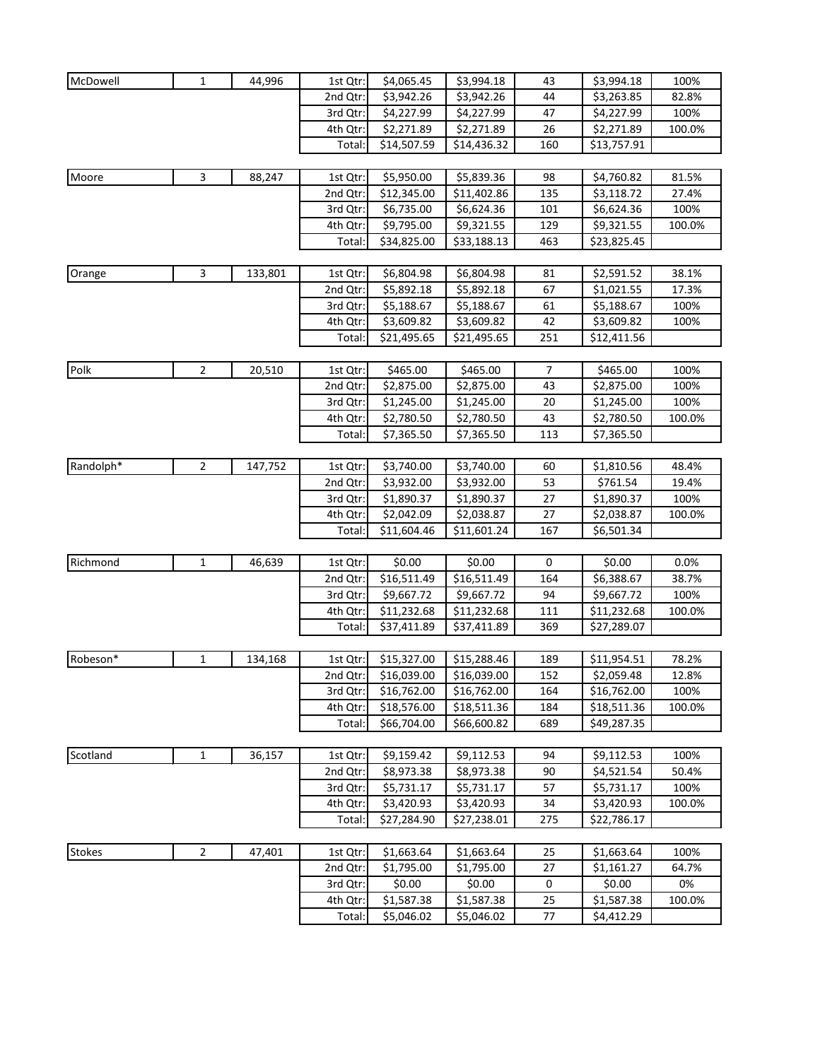| | | | | | | | | |
|---|---|---|---|---|---|---|---|---|
| McDowell | 1 | 44,996 | 1st Qtr: | $4,065.45 | $3,994.18 | 43 | $3,994.18 | 100% |
| | | | 2nd Qtr: | $3,942.26 | $3,942.26 | 44 | $3,263.85 | 82.8% |
| | | | 3rd Qtr: | $4,227.99 | $4,227.99 | 47 | $4,227.99 | 100% |
| | | | 4th Qtr: | $2,271.89 | $2,271.89 | 26 | $2,271.89 | 100.0% |
| | | | Total: | $14,507.59 | $14,436.32 | 160 | $13,757.91 | |
| Moore | 3 | 88,247 | 1st Qtr: | $5,950.00 | $5,839.36 | 98 | $4,760.82 | 81.5% |
| | | | 2nd Qtr: | $12,345.00 | $11,402.86 | 135 | $3,118.72 | 27.4% |
| | | | 3rd Qtr: | $6,735.00 | $6,624.36 | 101 | $6,624.36 | 100% |
| | | | 4th Qtr: | $9,795.00 | $9,321.55 | 129 | $9,321.55 | 100.0% |
| | | | Total: | $34,825.00 | $33,188.13 | 463 | $23,825.45 | |
| Orange | 3 | 133,801 | 1st Qtr: | $6,804.98 | $6,804.98 | 81 | $2,591.52 | 38.1% |
| | | | 2nd Qtr: | $5,892.18 | $5,892.18 | 67 | $1,021.55 | 17.3% |
| | | | 3rd Qtr: | $5,188.67 | $5,188.67 | 61 | $5,188.67 | 100% |
| | | | 4th Qtr: | $3,609.82 | $3,609.82 | 42 | $3,609.82 | 100% |
| | | | Total: | $21,495.65 | $21,495.65 | 251 | $12,411.56 | |
| Polk | 2 | 20,510 | 1st Qtr: | $465.00 | $465.00 | 7 | $465.00 | 100% |
| | | | 2nd Qtr: | $2,875.00 | $2,875.00 | 43 | $2,875.00 | 100% |
| | | | 3rd Qtr: | $1,245.00 | $1,245.00 | 20 | $1,245.00 | 100% |
| | | | 4th Qtr: | $2,780.50 | $2,780.50 | 43 | $2,780.50 | 100.0% |
| | | | Total: | $7,365.50 | $7,365.50 | 113 | $7,365.50 | |
| Randolph* | 2 | 147,752 | 1st Qtr: | $3,740.00 | $3,740.00 | 60 | $1,810.56 | 48.4% |
| | | | 2nd Qtr: | $3,932.00 | $3,932.00 | 53 | $761.54 | 19.4% |
| | | | 3rd Qtr: | $1,890.37 | $1,890.37 | 27 | $1,890.37 | 100% |
| | | | 4th Qtr: | $2,042.09 | $2,038.87 | 27 | $2,038.87 | 100.0% |
| | | | Total: | $11,604.46 | $11,601.24 | 167 | $6,501.34 | |
| Richmond | 1 | 46,639 | 1st Qtr: | $0.00 | $0.00 | 0 | $0.00 | 0.0% |
| | | | 2nd Qtr: | $16,511.49 | $16,511.49 | 164 | $6,388.67 | 38.7% |
| | | | 3rd Qtr: | $9,667.72 | $9,667.72 | 94 | $9,667.72 | 100% |
| | | | 4th Qtr: | $11,232.68 | $11,232.68 | 111 | $11,232.68 | 100.0% |
| | | | Total: | $37,411.89 | $37,411.89 | 369 | $27,289.07 | |
| Robeson* | 1 | 134,168 | 1st Qtr: | $15,327.00 | $15,288.46 | 189 | $11,954.51 | 78.2% |
| | | | 2nd Qtr: | $16,039.00 | $16,039.00 | 152 | $2,059.48 | 12.8% |
| | | | 3rd Qtr: | $16,762.00 | $16,762.00 | 164 | $16,762.00 | 100% |
| | | | 4th Qtr: | $18,576.00 | $18,511.36 | 184 | $18,511.36 | 100.0% |
| | | | Total: | $66,704.00 | $66,600.82 | 689 | $49,287.35 | |
| Scotland | 1 | 36,157 | 1st Qtr: | $9,159.42 | $9,112.53 | 94 | $9,112.53 | 100% |
| | | | 2nd Qtr: | $8,973.38 | $8,973.38 | 90 | $4,521.54 | 50.4% |
| | | | 3rd Qtr: | $5,731.17 | $5,731.17 | 57 | $5,731.17 | 100% |
| | | | 4th Qtr: | $3,420.93 | $3,420.93 | 34 | $3,420.93 | 100.0% |
| | | | Total: | $27,284.90 | $27,238.01 | 275 | $22,786.17 | |
| Stokes | 2 | 47,401 | 1st Qtr: | $1,663.64 | $1,663.64 | 25 | $1,663.64 | 100% |
| | | | 2nd Qtr: | $1,795.00 | $1,795.00 | 27 | $1,161.27 | 64.7% |
| | | | 3rd Qtr: | $0.00 | $0.00 | 0 | $0.00 | 0% |
| | | | 4th Qtr: | $1,587.38 | $1,587.38 | 25 | $1,587.38 | 100.0% |
| | | | Total: | $5,046.02 | $5,046.02 | 77 | $4,412.29 | |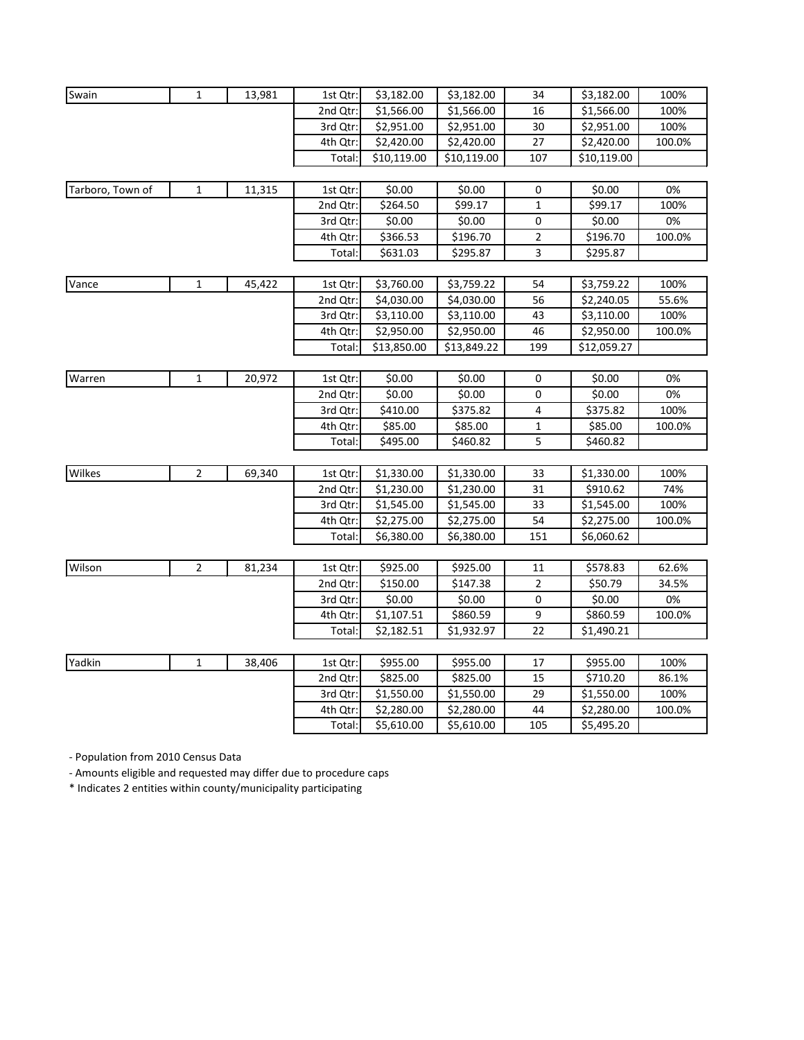| | | | | | | | | |
|---|---|---|---|---|---|---|---|---|
| Swain | 1 | 13,981 | 1st Qtr: | $3,182.00 | $3,182.00 | 34 | $3,182.00 | 100% |
| | | | 2nd Qtr: | $1,566.00 | $1,566.00 | 16 | $1,566.00 | 100% |
| | | | 3rd Qtr: | $2,951.00 | $2,951.00 | 30 | $2,951.00 | 100% |
| | | | 4th Qtr: | $2,420.00 | $2,420.00 | 27 | $2,420.00 | 100.0% |
| | | | Total: | $10,119.00 | $10,119.00 | 107 | $10,119.00 | |
| Tarboro, Town of | 1 | 11,315 | 1st Qtr: | $0.00 | $0.00 | 0 | $0.00 | 0% |
| | | | 2nd Qtr: | $264.50 | $99.17 | 1 | $99.17 | 100% |
| | | | 3rd Qtr: | $0.00 | $0.00 | 0 | $0.00 | 0% |
| | | | 4th Qtr: | $366.53 | $196.70 | 2 | $196.70 | 100.0% |
| | | | Total: | $631.03 | $295.87 | 3 | $295.87 | |
| Vance | 1 | 45,422 | 1st Qtr: | $3,760.00 | $3,759.22 | 54 | $3,759.22 | 100% |
| | | | 2nd Qtr: | $4,030.00 | $4,030.00 | 56 | $2,240.05 | 55.6% |
| | | | 3rd Qtr: | $3,110.00 | $3,110.00 | 43 | $3,110.00 | 100% |
| | | | 4th Qtr: | $2,950.00 | $2,950.00 | 46 | $2,950.00 | 100.0% |
| | | | Total: | $13,850.00 | $13,849.22 | 199 | $12,059.27 | |
| Warren | 1 | 20,972 | 1st Qtr: | $0.00 | $0.00 | 0 | $0.00 | 0% |
| | | | 2nd Qtr: | $0.00 | $0.00 | 0 | $0.00 | 0% |
| | | | 3rd Qtr: | $410.00 | $375.82 | 4 | $375.82 | 100% |
| | | | 4th Qtr: | $85.00 | $85.00 | 1 | $85.00 | 100.0% |
| | | | Total: | $495.00 | $460.82 | 5 | $460.82 | |
| Wilkes | 2 | 69,340 | 1st Qtr: | $1,330.00 | $1,330.00 | 33 | $1,330.00 | 100% |
| | | | 2nd Qtr: | $1,230.00 | $1,230.00 | 31 | $910.62 | 74% |
| | | | 3rd Qtr: | $1,545.00 | $1,545.00 | 33 | $1,545.00 | 100% |
| | | | 4th Qtr: | $2,275.00 | $2,275.00 | 54 | $2,275.00 | 100.0% |
| | | | Total: | $6,380.00 | $6,380.00 | 151 | $6,060.62 | |
| Wilson | 2 | 81,234 | 1st Qtr: | $925.00 | $925.00 | 11 | $578.83 | 62.6% |
| | | | 2nd Qtr: | $150.00 | $147.38 | 2 | $50.79 | 34.5% |
| | | | 3rd Qtr: | $0.00 | $0.00 | 0 | $0.00 | 0% |
| | | | 4th Qtr: | $1,107.51 | $860.59 | 9 | $860.59 | 100.0% |
| | | | Total: | $2,182.51 | $1,932.97 | 22 | $1,490.21 | |
| Yadkin | 1 | 38,406 | 1st Qtr: | $955.00 | $955.00 | 17 | $955.00 | 100% |
| | | | 2nd Qtr: | $825.00 | $825.00 | 15 | $710.20 | 86.1% |
| | | | 3rd Qtr: | $1,550.00 | $1,550.00 | 29 | $1,550.00 | 100% |
| | | | 4th Qtr: | $2,280.00 | $2,280.00 | 44 | $2,280.00 | 100.0% |
| | | | Total: | $5,610.00 | $5,610.00 | 105 | $5,495.20 | |

- Population from 2010 Census Data
- Amounts eligible and requested may differ due to procedure caps

* Indicates 2 entities within county/municipality participating